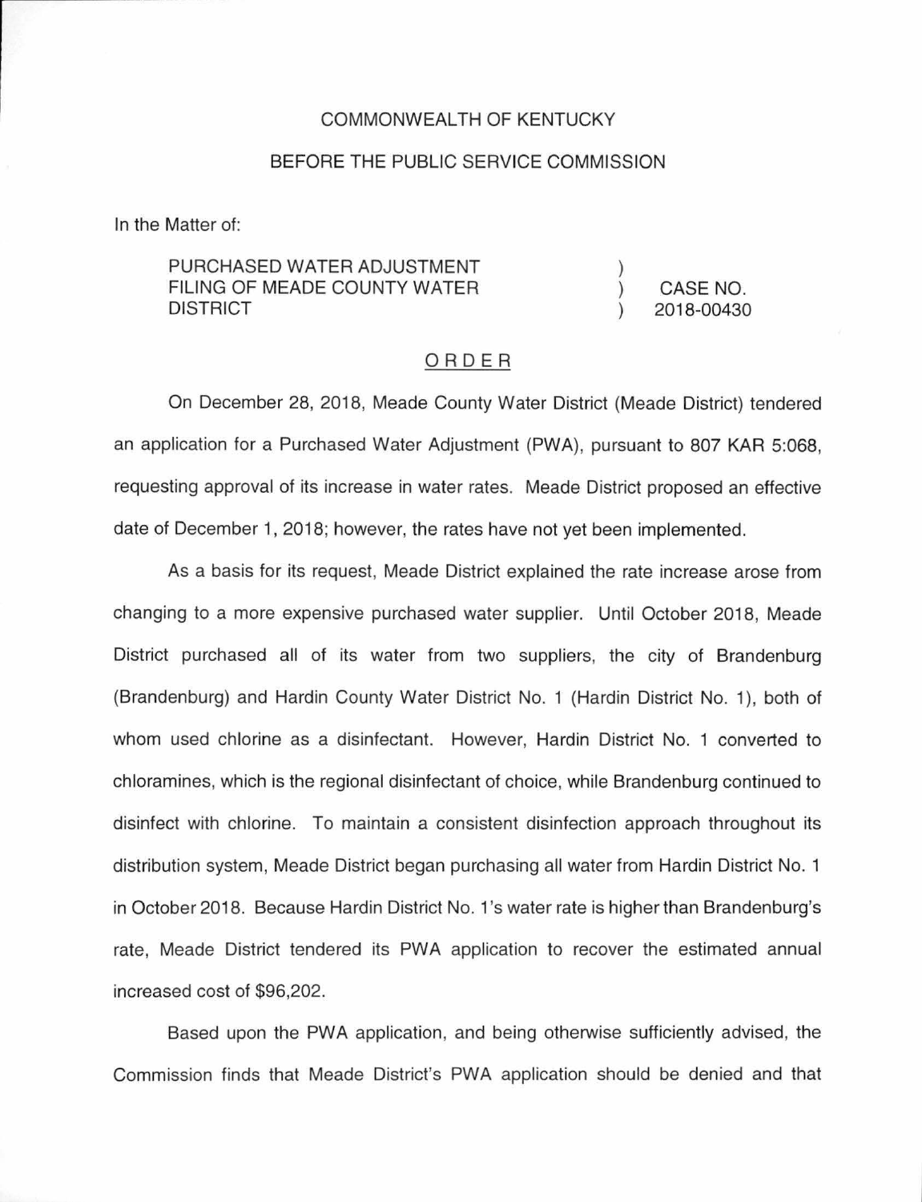COMMONWEALTH OF KENTUCKY

BEFORE THE PUBLIC SERVICE COMMISSION

In the Matter of:

| | | |
|---|---|---|
| PURCHASED WATER ADJUSTMENT FILING OF MEADE COUNTY WATER DISTRICT | ) ) ) | CASE NO. 2018-00430 |

ORDER

On December 28, 2018, Meade County Water District (Meade District) tendered an application for a Purchased Water Adjustment (PWA), pursuant to 807 KAR 5:068, requesting approval of its increase in water rates. Meade District proposed an effective date of December 1, 2018; however, the rates have not yet been implemented.

As a basis for its request, Meade District explained the rate increase arose from changing to a more expensive purchased water supplier. Until October 2018, Meade District purchased all of its water from two suppliers, the city of Brandenburg (Brandenburg) and Hardin County Water District No. 1 (Hardin District No. 1), both of whom used chlorine as a disinfectant. However, Hardin District No. 1 converted to chloramines, which is the regional disinfectant of choice, while Brandenburg continued to disinfect with chlorine. To maintain a consistent disinfection approach throughout its distribution system, Meade District began purchasing all water from Hardin District No. 1 in October 2018. Because Hardin District No. 1's water rate is higher than Brandenburg's rate, Meade District tendered its PWA application to recover the estimated annual increased cost of $96,202.

Based upon the PWA application, and being otherwise sufficiently advised, the Commission finds that Meade District's PWA application should be denied and that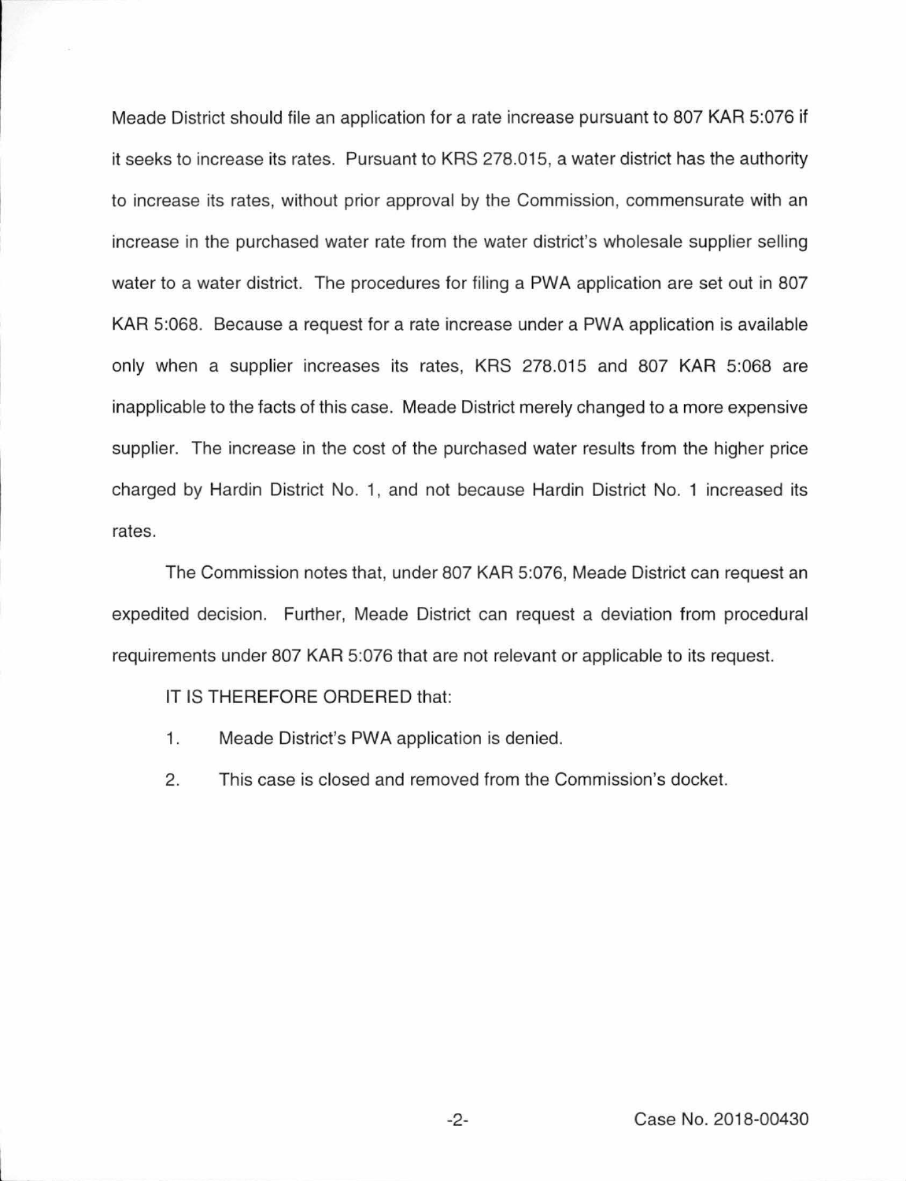Meade District should file an application for a rate increase pursuant to 807 KAR 5:076 if it seeks to increase its rates. Pursuant to KRS 278.015, a water district has the authority to increase its rates, without prior approval by the Commission, commensurate with an increase in the purchased water rate from the water district's wholesale supplier selling water to a water district. The procedures for filing a PWA application are set out in 807 KAR 5:068. Because a request for a rate increase under a PWA application is available only when a supplier increases its rates, KRS 278.015 and 807 KAR 5:068 are inapplicable to the facts of this case. Meade District merely changed to a more expensive supplier. The increase in the cost of the purchased water results from the higher price charged by Hardin District No. 1, and not because Hardin District No. 1 increased its rates.

The Commission notes that, under 807 KAR 5:076, Meade District can request an expedited decision. Further, Meade District can request a deviation from procedural requirements under 807 KAR 5:076 that are not relevant or applicable to its request.

IT IS THEREFORE ORDERED that:

1. Meade District's PWA application is denied.

2. This case is closed and removed from the Commission's docket.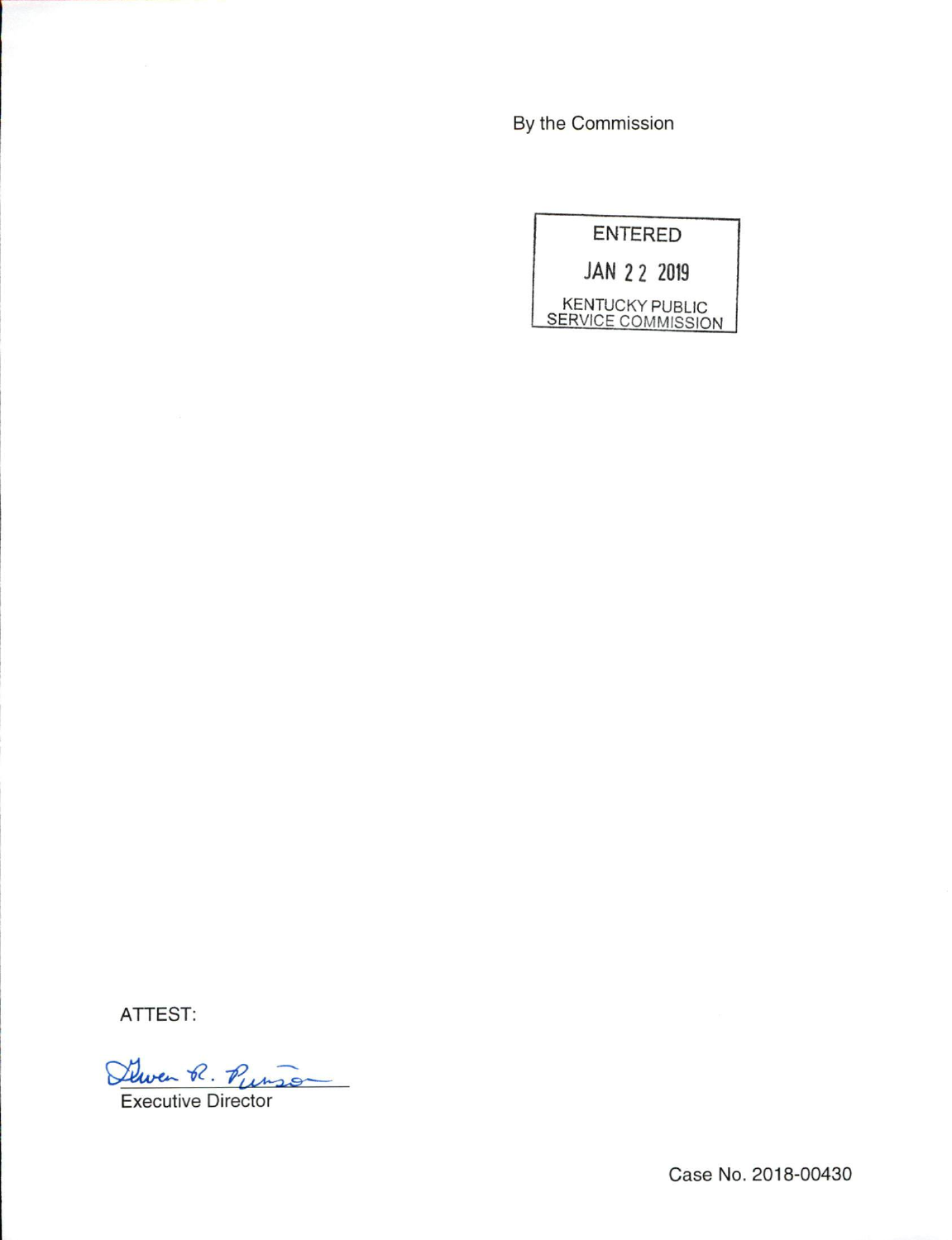By the Commission

ENTERED

JAN 22 2019

KENTUCKY PUBLIC SERVICE COMMISSION

ATTEST:

Executive Director

Case No. 2018-00430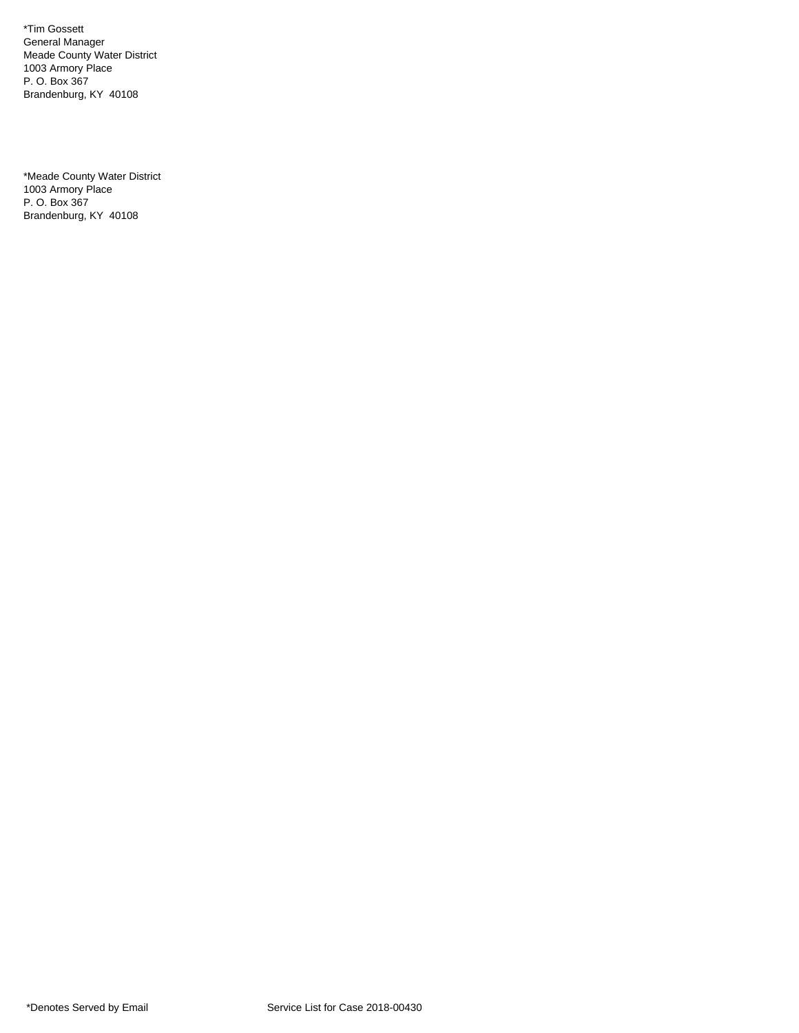*Tim Gossett
General Manager
Meade County Water District
1003 Armory Place
P. O. Box 367
Brandenburg, KY  40108

*Meade County Water District
1003 Armory Place
P. O. Box 367
Brandenburg, KY  40108